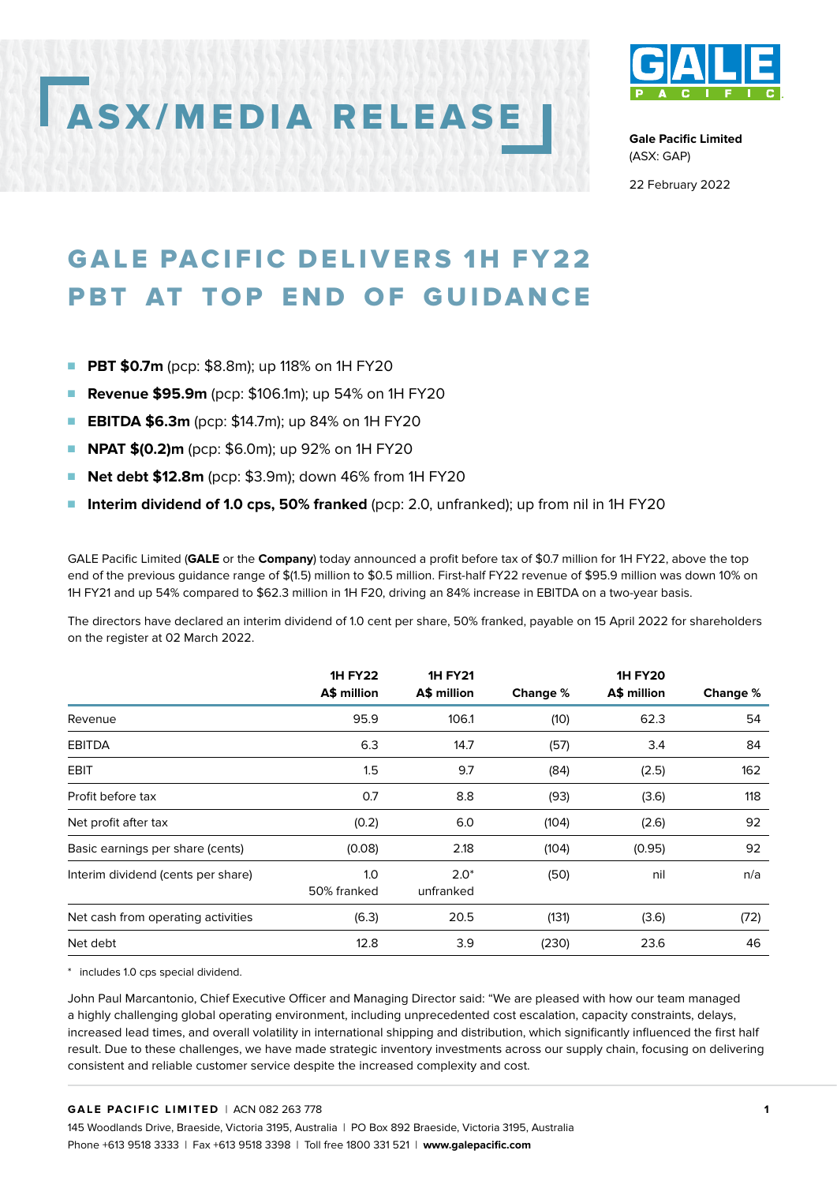# ASX/MEDIA RELEASE

**Gale Pacific Limited**
(ASX: GAP)

22 February 2022

## GALE PACIFIC DELIVERS 1H FY22 PBT AT TOP END OF GUIDANCE

- **PBT $0.7m** (pcp: $8.8m); up 118% on 1H FY20
- **Revenue $95.9m** (pcp: $106.1m); up 54% on 1H FY20
- **EBITDA $6.3m** (pcp: $14.7m); up 84% on 1H FY20
- **NPAT $(0.2)m** (pcp: $6.0m); up 92% on 1H FY20
- **Net debt $12.8m** (pcp: $3.9m); down 46% from 1H FY20
- **Interim dividend of 1.0 cps, 50% franked** (pcp: 2.0, unfranked); up from nil in 1H FY20

GALE Pacific Limited (**GALE** or the **Company**) today announced a profit before tax of $0.7 million for 1H FY22, above the top end of the previous guidance range of $(1.5) million to $0.5 million. First-half FY22 revenue of $95.9 million was down 10% on 1H FY21 and up 54% compared to $62.3 million in 1H F20, driving an 84% increase in EBITDA on a two-year basis.

The directors have declared an interim dividend of 1.0 cent per share, 50% franked, payable on 15 April 2022 for shareholders on the register at 02 March 2022.

| | 1H FY22 A$ million | 1H FY21 A$ million | Change % | 1H FY20 A$ million | Change % |
|---|---|---|---|---|---|
| Revenue | 95.9 | 106.1 | (10) | 62.3 | 54 |
| EBITDA | 6.3 | 14.7 | (57) | 3.4 | 84 |
| EBIT | 1.5 | 9.7 | (84) | (2.5) | 162 |
| Profit before tax | 0.7 | 8.8 | (93) | (3.6) | 118 |
| Net profit after tax | (0.2) | 6.0 | (104) | (2.6) | 92 |
| Basic earnings per share (cents) | (0.08) | 2.18 | (104) | (0.95) | 92 |
| Interim dividend (cents per share) | 1.0 50% franked | 2.0* unfranked | (50) | nil | n/a |
| Net cash from operating activities | (6.3) | 20.5 | (131) | (3.6) | (72) |
| Net debt | 12.8 | 3.9 | (230) | 23.6 | 46 |

\* includes 1.0 cps special dividend.

John Paul Marcantonio, Chief Executive Officer and Managing Director said: "We are pleased with how our team managed a highly challenging global operating environment, including unprecedented cost escalation, capacity constraints, delays, increased lead times, and overall volatility in international shipping and distribution, which significantly influenced the first half result. Due to these challenges, we have made strategic inventory investments across our supply chain, focusing on delivering consistent and reliable customer service despite the increased complexity and cost.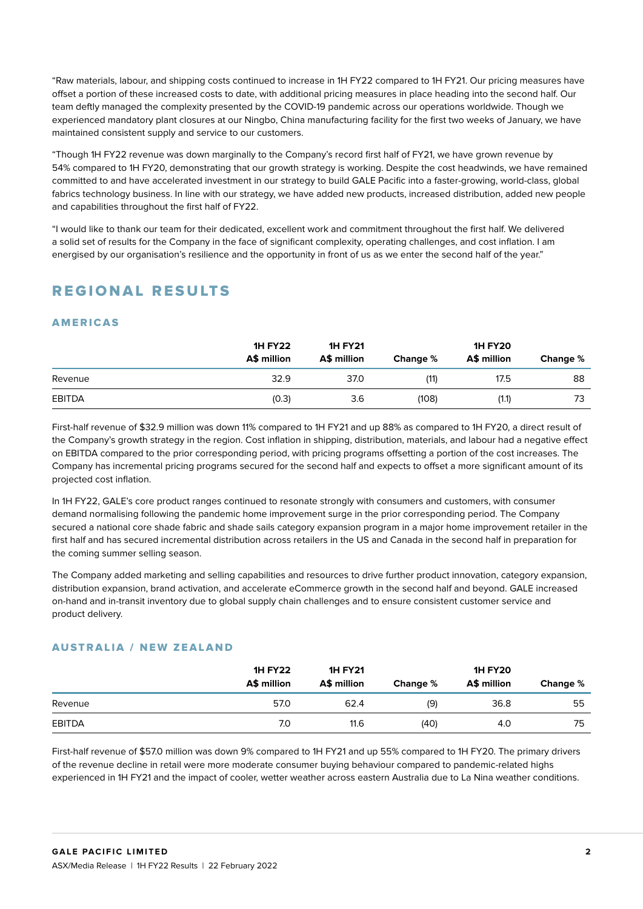"Raw materials, labour, and shipping costs continued to increase in 1H FY22 compared to 1H FY21. Our pricing measures have offset a portion of these increased costs to date, with additional pricing measures in place heading into the second half. Our team deftly managed the complexity presented by the COVID-19 pandemic across our operations worldwide. Though we experienced mandatory plant closures at our Ningbo, China manufacturing facility for the first two weeks of January, we have maintained consistent supply and service to our customers.

"Though 1H FY22 revenue was down marginally to the Company's record first half of FY21, we have grown revenue by 54% compared to 1H FY20, demonstrating that our growth strategy is working. Despite the cost headwinds, we have remained committed to and have accelerated investment in our strategy to build GALE Pacific into a faster-growing, world-class, global fabrics technology business. In line with our strategy, we have added new products, increased distribution, added new people and capabilities throughout the first half of FY22.

"I would like to thank our team for their dedicated, excellent work and commitment throughout the first half. We delivered a solid set of results for the Company in the face of significant complexity, operating challenges, and cost inflation. I am energised by our organisation's resilience and the opportunity in front of us as we enter the second half of the year."

## REGIONAL RESULTS

### AMERICAS

| | 1H FY22 A$ million | 1H FY21 A$ million | Change % | 1H FY20 A$ million | Change % |
|---|---|---|---|---|---|
| Revenue | 32.9 | 37.0 | (11) | 17.5 | 88 |
| EBITDA | (0.3) | 3.6 | (108) | (1.1) | 73 |

First-half revenue of $32.9 million was down 11% compared to 1H FY21 and up 88% as compared to 1H FY20, a direct result of the Company's growth strategy in the region. Cost inflation in shipping, distribution, materials, and labour had a negative effect on EBITDA compared to the prior corresponding period, with pricing programs offsetting a portion of the cost increases. The Company has incremental pricing programs secured for the second half and expects to offset a more significant amount of its projected cost inflation.

In 1H FY22, GALE's core product ranges continued to resonate strongly with consumers and customers, with consumer demand normalising following the pandemic home improvement surge in the prior corresponding period. The Company secured a national core shade fabric and shade sails category expansion program in a major home improvement retailer in the first half and has secured incremental distribution across retailers in the US and Canada in the second half in preparation for the coming summer selling season.

The Company added marketing and selling capabilities and resources to drive further product innovation, category expansion, distribution expansion, brand activation, and accelerate eCommerce growth in the second half and beyond. GALE increased on-hand and in-transit inventory due to global supply chain challenges and to ensure consistent customer service and product delivery.

### AUSTRALIA / NEW ZEALAND

| | 1H FY22 A$ million | 1H FY21 A$ million | Change % | 1H FY20 A$ million | Change % |
|---|---|---|---|---|---|
| Revenue | 57.0 | 62.4 | (9) | 36.8 | 55 |
| EBITDA | 7.0 | 11.6 | (40) | 4.0 | 75 |

First-half revenue of $57.0 million was down 9% compared to 1H FY21 and up 55% compared to 1H FY20. The primary drivers of the revenue decline in retail were more moderate consumer buying behaviour compared to pandemic-related highs experienced in 1H FY21 and the impact of cooler, wetter weather across eastern Australia due to La Nina weather conditions.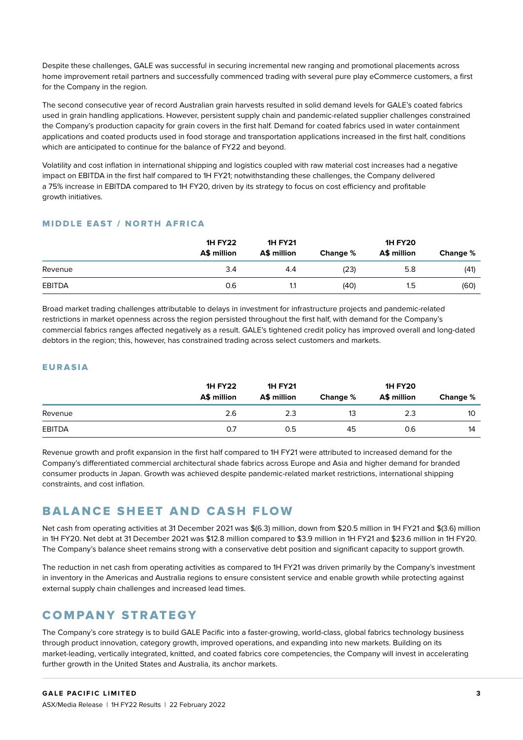Despite these challenges, GALE was successful in securing incremental new ranging and promotional placements across home improvement retail partners and successfully commenced trading with several pure play eCommerce customers, a first for the Company in the region.

The second consecutive year of record Australian grain harvests resulted in solid demand levels for GALE's coated fabrics used in grain handling applications. However, persistent supply chain and pandemic-related supplier challenges constrained the Company's production capacity for grain covers in the first half. Demand for coated fabrics used in water containment applications and coated products used in food storage and transportation applications increased in the first half, conditions which are anticipated to continue for the balance of FY22 and beyond.

Volatility and cost inflation in international shipping and logistics coupled with raw material cost increases had a negative impact on EBITDA in the first half compared to 1H FY21; notwithstanding these challenges, the Company delivered a 75% increase in EBITDA compared to 1H FY20, driven by its strategy to focus on cost efficiency and profitable growth initiatives.

### MIDDLE EAST / NORTH AFRICA

| | 1H FY22 A$ million | 1H FY21 A$ million | Change % | 1H FY20 A$ million | Change % |
|---|---|---|---|---|---|
| Revenue | 3.4 | 4.4 | (23) | 5.8 | (41) |
| EBITDA | 0.6 | 1.1 | (40) | 1.5 | (60) |

Broad market trading challenges attributable to delays in investment for infrastructure projects and pandemic-related restrictions in market openness across the region persisted throughout the first half, with demand for the Company's commercial fabrics ranges affected negatively as a result. GALE's tightened credit policy has improved overall and long-dated debtors in the region; this, however, has constrained trading across select customers and markets.

### EURASIA

| | 1H FY22 A$ million | 1H FY21 A$ million | Change % | 1H FY20 A$ million | Change % |
|---|---|---|---|---|---|
| Revenue | 2.6 | 2.3 | 13 | 2.3 | 10 |
| EBITDA | 0.7 | 0.5 | 45 | 0.6 | 14 |

Revenue growth and profit expansion in the first half compared to 1H FY21 were attributed to increased demand for the Company's differentiated commercial architectural shade fabrics across Europe and Asia and higher demand for branded consumer products in Japan. Growth was achieved despite pandemic-related market restrictions, international shipping constraints, and cost inflation.

## BALANCE SHEET AND CASH FLOW

Net cash from operating activities at 31 December 2021 was $(6.3) million, down from $20.5 million in 1H FY21 and $(3.6) million in 1H FY20. Net debt at 31 December 2021 was $12.8 million compared to $3.9 million in 1H FY21 and $23.6 million in 1H FY20. The Company's balance sheet remains strong with a conservative debt position and significant capacity to support growth.

The reduction in net cash from operating activities as compared to 1H FY21 was driven primarily by the Company's investment in inventory in the Americas and Australia regions to ensure consistent service and enable growth while protecting against external supply chain challenges and increased lead times.

## COMPANY STRATEGY

The Company's core strategy is to build GALE Pacific into a faster-growing, world-class, global fabrics technology business through product innovation, category growth, improved operations, and expanding into new markets. Building on its market-leading, vertically integrated, knitted, and coated fabrics core competencies, the Company will invest in accelerating further growth in the United States and Australia, its anchor markets.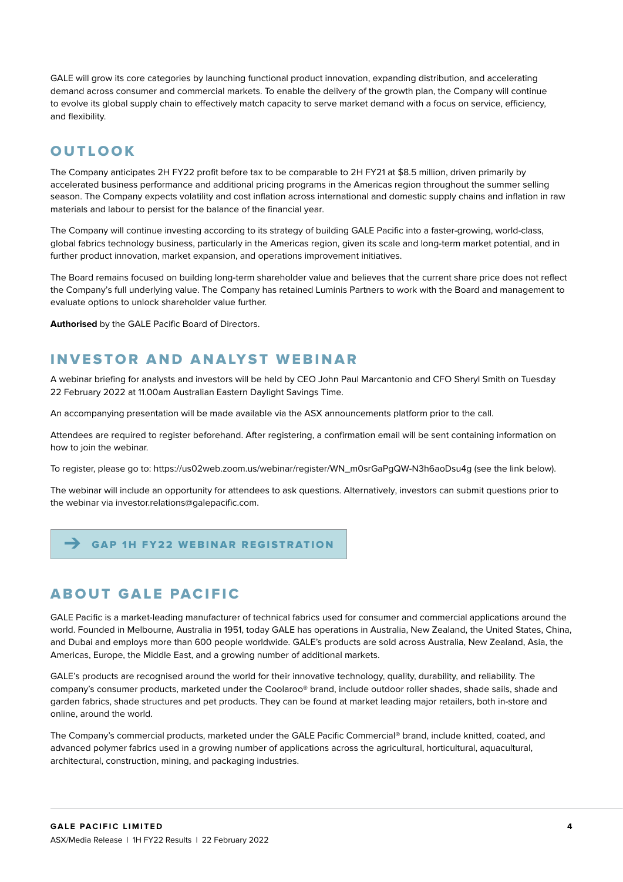GALE will grow its core categories by launching functional product innovation, expanding distribution, and accelerating demand across consumer and commercial markets. To enable the delivery of the growth plan, the Company will continue to evolve its global supply chain to effectively match capacity to serve market demand with a focus on service, efficiency, and flexibility.

## OUTLOOK

The Company anticipates 2H FY22 profit before tax to be comparable to 2H FY21 at $8.5 million, driven primarily by accelerated business performance and additional pricing programs in the Americas region throughout the summer selling season. The Company expects volatility and cost inflation across international and domestic supply chains and inflation in raw materials and labour to persist for the balance of the financial year.

The Company will continue investing according to its strategy of building GALE Pacific into a faster-growing, world-class, global fabrics technology business, particularly in the Americas region, given its scale and long-term market potential, and in further product innovation, market expansion, and operations improvement initiatives.

The Board remains focused on building long-term shareholder value and believes that the current share price does not reflect the Company's full underlying value. The Company has retained Luminis Partners to work with the Board and management to evaluate options to unlock shareholder value further.

**Authorised** by the GALE Pacific Board of Directors.

## INVESTOR AND ANALYST WEBINAR

A webinar briefing for analysts and investors will be held by CEO John Paul Marcantonio and CFO Sheryl Smith on Tuesday 22 February 2022 at 11.00am Australian Eastern Daylight Savings Time.

An accompanying presentation will be made available via the ASX announcements platform prior to the call.

Attendees are required to register beforehand. After registering, a confirmation email will be sent containing information on how to join the webinar.

To register, please go to: https://us02web.zoom.us/webinar/register/WN_m0srGaPgQW-N3h6aoDsu4g (see the link below).

The webinar will include an opportunity for attendees to ask questions. Alternatively, investors can submit questions prior to the webinar via investor.relations@galepacific.com.

→ GAP 1H FY22 WEBINAR REGISTRATION

## ABOUT GALE PACIFIC

GALE Pacific is a market-leading manufacturer of technical fabrics used for consumer and commercial applications around the world. Founded in Melbourne, Australia in 1951, today GALE has operations in Australia, New Zealand, the United States, China, and Dubai and employs more than 600 people worldwide. GALE's products are sold across Australia, New Zealand, Asia, the Americas, Europe, the Middle East, and a growing number of additional markets.

GALE's products are recognised around the world for their innovative technology, quality, durability, and reliability. The company's consumer products, marketed under the Coolaroo® brand, include outdoor roller shades, shade sails, shade and garden fabrics, shade structures and pet products. They can be found at market leading major retailers, both in-store and online, around the world.

The Company's commercial products, marketed under the GALE Pacific Commercial® brand, include knitted, coated, and advanced polymer fabrics used in a growing number of applications across the agricultural, horticultural, aquacultural, architectural, construction, mining, and packaging industries.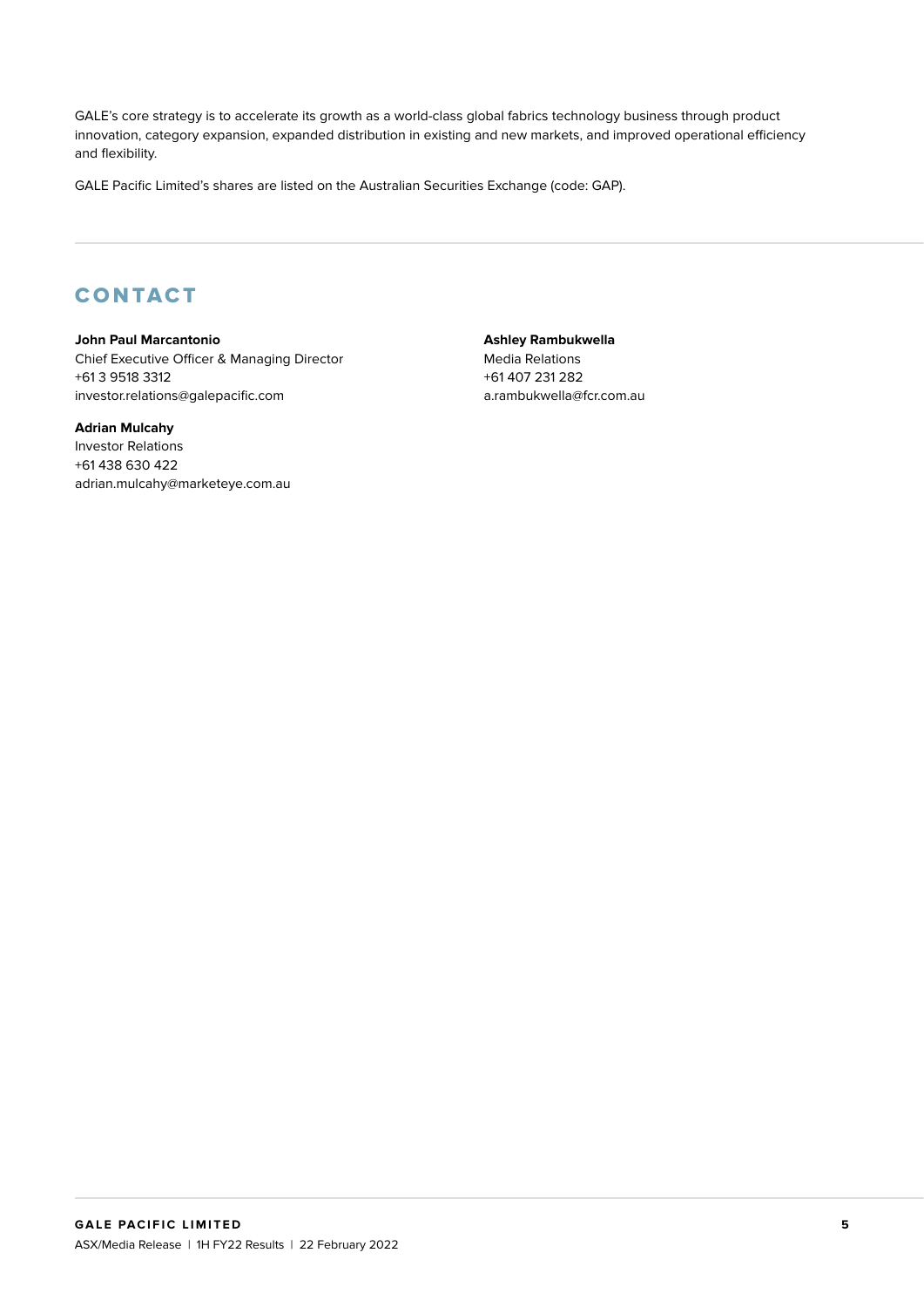GALE's core strategy is to accelerate its growth as a world-class global fabrics technology business through product innovation, category expansion, expanded distribution in existing and new markets, and improved operational efficiency and flexibility.

GALE Pacific Limited's shares are listed on the Australian Securities Exchange (code: GAP).

## CONTACT

**John Paul Marcantonio**
Chief Executive Officer & Managing Director
+61 3 9518 3312
investor.relations@galepacific.com

**Adrian Mulcahy**
Investor Relations
+61 438 630 422
adrian.mulcahy@marketeye.com.au

**Ashley Rambukwella**
Media Relations
+61 407 231 282
a.rambukwella@fcr.com.au